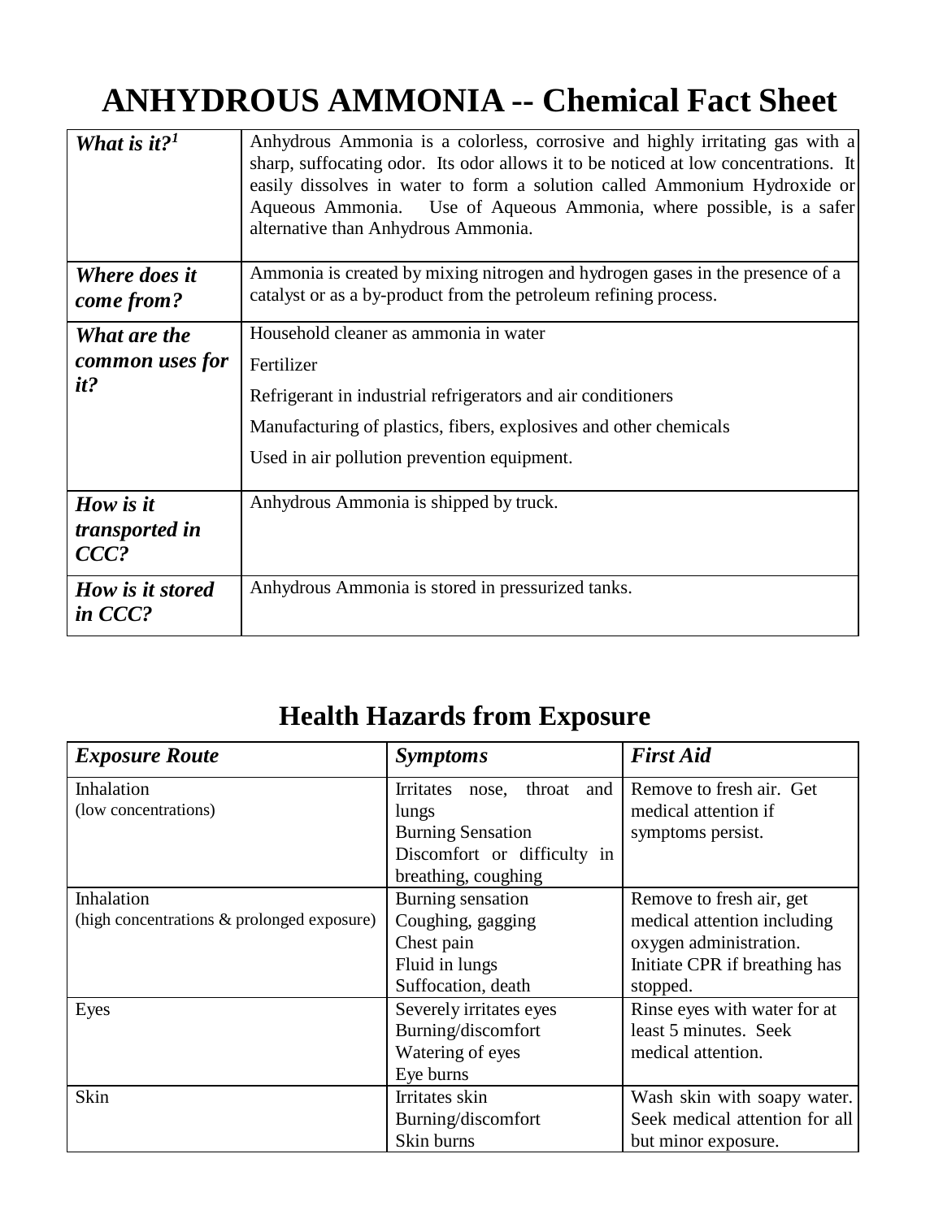# ANHYDROUS AMMONIA -- Chemical Fact Sheet

| | |
|---|---|
| ***What is it?***[1] | Anhydrous Ammonia is a colorless, corrosive and highly irritating gas with a sharp, suffocating odor. Its odor allows it to be noticed at low concentrations. It easily dissolves in water to form a solution called Ammonium Hydroxide or Aqueous Ammonia. Use of Aqueous Ammonia, where possible, is a safer alternative than Anhydrous Ammonia. |
| ***Where does it come from?*** | Ammonia is created by mixing nitrogen and hydrogen gases in the presence of a catalyst or as a by-product from the petroleum refining process. |
| ***What are the common uses for it?*** | Household cleaner as ammonia in water<br>Fertilizer<br>Refrigerant in industrial refrigerators and air conditioners<br>Manufacturing of plastics, fibers, explosives and other chemicals<br>Used in air pollution prevention equipment. |
| ***How is it transported in CCC?*** | Anhydrous Ammonia is shipped by truck. |
| ***How is it stored in CCC?*** | Anhydrous Ammonia is stored in pressurized tanks. |

## Health Hazards from Exposure

| *Exposure Route* | *Symptoms* | *First Aid* |
|---|---|---|
| Inhalation<br>(low concentrations) | Irritates nose, throat and lungs<br>Burning Sensation<br>Discomfort or difficulty in breathing, coughing | Remove to fresh air. Get medical attention if symptoms persist. |
| Inhalation<br>(high concentrations & prolonged exposure) | Burning sensation<br>Coughing, gagging<br>Chest pain<br>Fluid in lungs<br>Suffocation, death | Remove to fresh air, get medical attention including oxygen administration. Initiate CPR if breathing has stopped. |
| Eyes | Severely irritates eyes<br>Burning/discomfort<br>Watering of eyes<br>Eye burns | Rinse eyes with water for at least 5 minutes. Seek medical attention. |
| Skin | Irritates skin<br>Burning/discomfort<br>Skin burns | Wash skin with soapy water. Seek medical attention for all but minor exposure. |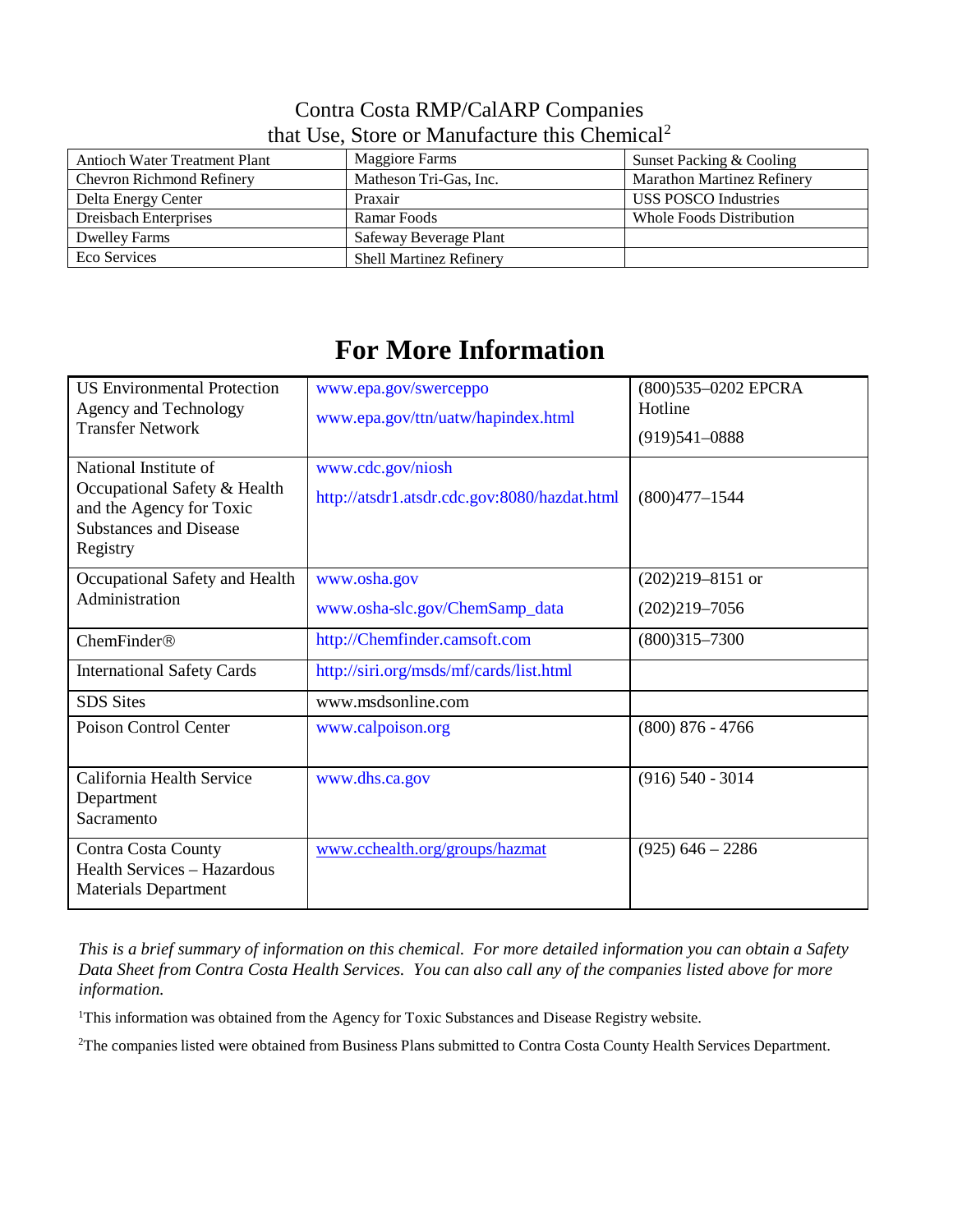## Contra Costa RMP/CalARP Companies that Use, Store or Manufacture this Chemical[2]

| | | |
|---|---|---|
| Antioch Water Treatment Plant | Maggiore Farms | Sunset Packing & Cooling |
| Chevron Richmond Refinery | Matheson Tri-Gas, Inc. | Marathon Martinez Refinery |
| Delta Energy Center | Praxair | USS POSCO Industries |
| Dreisbach Enterprises | Ramar Foods | Whole Foods Distribution |
| Dwelley Farms | Safeway Beverage Plant | |
| Eco Services | Shell Martinez Refinery | |

# For More Information

| | | |
|---|---|---|
| US Environmental Protection Agency and Technology Transfer Network | www.epa.gov/swerceppo<br>www.epa.gov/ttn/uatw/hapindex.html | (800)535–0202 EPCRA Hotline<br>(919)541–0888 |
| National Institute of Occupational Safety & Health and the Agency for Toxic Substances and Disease Registry | www.cdc.gov/niosh<br>http://atsdr1.atsdr.cdc.gov:8080/hazdat.html | (800)477–1544 |
| Occupational Safety and Health Administration | www.osha.gov<br>www.osha-slc.gov/ChemSamp_data | (202)219–8151 or<br>(202)219–7056 |
| ChemFinder® | http://Chemfinder.camsoft.com | (800)315–7300 |
| International Safety Cards | http://siri.org/msds/mf/cards/list.html | |
| SDS Sites | www.msdsonline.com | |
| Poison Control Center | www.calpoison.org | (800) 876 - 4766 |
| California Health Service Department Sacramento | www.dhs.ca.gov | (916) 540 - 3014 |
| Contra Costa County Health Services – Hazardous Materials Department | www.cchealth.org/groups/hazmat | (925) 646 – 2286 |

*This is a brief summary of information on this chemical. For more detailed information you can obtain a Safety Data Sheet from Contra Costa Health Services. You can also call any of the companies listed above for more information.*

[1]This information was obtained from the Agency for Toxic Substances and Disease Registry website.

[2]The companies listed were obtained from Business Plans submitted to Contra Costa County Health Services Department.